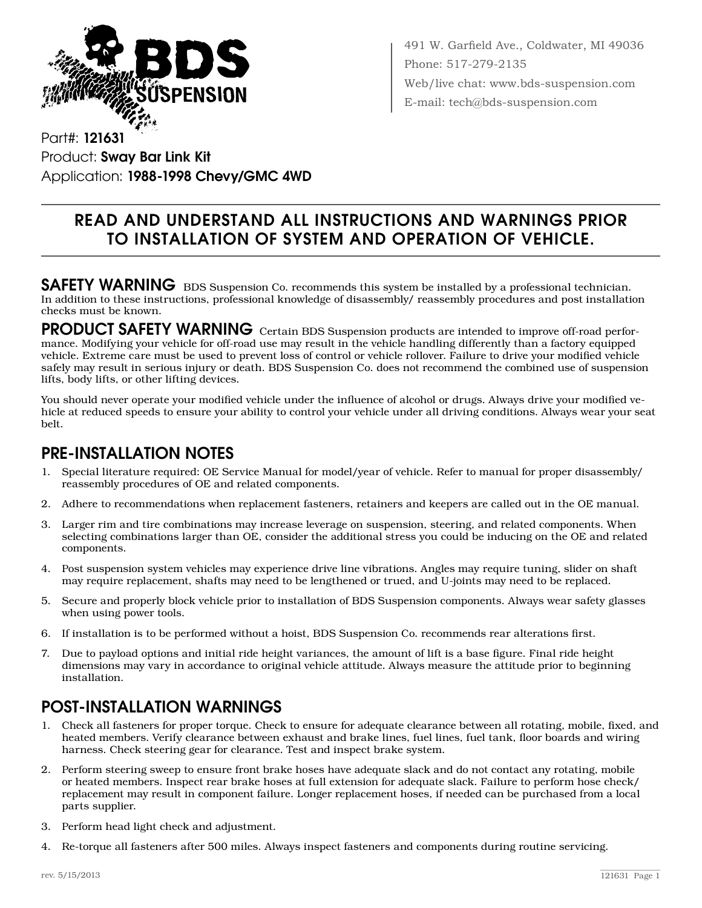BDS SUSPENSION

491 W. Garfield Ave., Coldwater, MI 49036
Phone: 517-279-2135
Web/live chat: www.bds-suspension.com
E-mail: tech@bds-suspension.com

Part#: **121631**
Product: **Sway Bar Link Kit**
Application: **1988-1998 Chevy/GMC 4WD**

---

## READ AND UNDERSTAND ALL INSTRUCTIONS AND WARNINGS PRIOR TO INSTALLATION OF SYSTEM AND OPERATION OF VEHICLE.

---

**SAFETY WARNING** BDS Suspension Co. recommends this system be installed by a professional technician. In addition to these instructions, professional knowledge of disassembly/ reassembly procedures and post installation checks must be known.

**PRODUCT SAFETY WARNING** Certain BDS Suspension products are intended to improve off-road performance. Modifying your vehicle for off-road use may result in the vehicle handling differently than a factory equipped vehicle. Extreme care must be used to prevent loss of control or vehicle rollover. Failure to drive your modified vehicle safely may result in serious injury or death. BDS Suspension Co. does not recommend the combined use of suspension lifts, body lifts, or other lifting devices.

You should never operate your modified vehicle under the influence of alcohol or drugs. Always drive your modified vehicle at reduced speeds to ensure your ability to control your vehicle under all driving conditions. Always wear your seat belt.

## PRE-INSTALLATION NOTES

1. Special literature required: OE Service Manual for model/year of vehicle. Refer to manual for proper disassembly/ reassembly procedures of OE and related components.
2. Adhere to recommendations when replacement fasteners, retainers and keepers are called out in the OE manual.
3. Larger rim and tire combinations may increase leverage on suspension, steering, and related components. When selecting combinations larger than OE, consider the additional stress you could be inducing on the OE and related components.
4. Post suspension system vehicles may experience drive line vibrations. Angles may require tuning, slider on shaft may require replacement, shafts may need to be lengthened or trued, and U-joints may need to be replaced.
5. Secure and properly block vehicle prior to installation of BDS Suspension components. Always wear safety glasses when using power tools.
6. If installation is to be performed without a hoist, BDS Suspension Co. recommends rear alterations first.
7. Due to payload options and initial ride height variances, the amount of lift is a base figure. Final ride height dimensions may vary in accordance to original vehicle attitude. Always measure the attitude prior to beginning installation.

## POST-INSTALLATION WARNINGS

1. Check all fasteners for proper torque. Check to ensure for adequate clearance between all rotating, mobile, fixed, and heated members. Verify clearance between exhaust and brake lines, fuel lines, fuel tank, floor boards and wiring harness. Check steering gear for clearance. Test and inspect brake system.
2. Perform steering sweep to ensure front brake hoses have adequate slack and do not contact any rotating, mobile or heated members. Inspect rear brake hoses at full extension for adequate slack. Failure to perform hose check/ replacement may result in component failure. Longer replacement hoses, if needed can be purchased from a local parts supplier.
3. Perform head light check and adjustment.
4. Re-torque all fasteners after 500 miles. Always inspect fasteners and components during routine servicing.

rev. 5/15/2013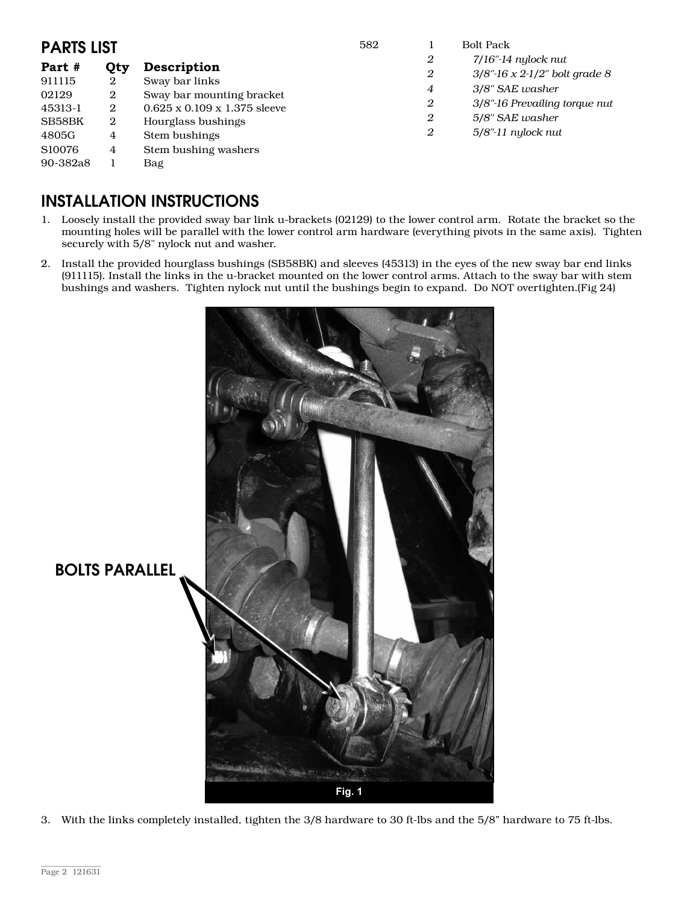## PARTS LIST

| Part # | Qty | Description |
|---|---|---|
| 911115 | 2 | Sway bar links |
| 02129 | 2 | Sway bar mounting bracket |
| 45313-1 | 2 | 0.625 x 0.109 x 1.375 sleeve |
| SB58BK | 2 | Hourglass bushings |
| 4805G | 4 | Stem bushings |
| S10076 | 4 | Stem bushing washers |
| 90-382a8 | 1 | Bag |
| 582 | 1 | Bolt Pack |
| | *2* | *7/16"-14 nylock nut* |
| | *2* | *3/8"-16 x 2-1/2" bolt grade 8* |
| | *4* | *3/8" SAE washer* |
| | *2* | *3/8"-16 Prevailing torque nut* |
| | *2* | *5/8" SAE washer* |
| | *2* | *5/8"-11 nylock nut* |

## INSTALLATION INSTRUCTIONS

1. Loosely install the provided sway bar link u-brackets (02129) to the lower control arm. Rotate the bracket so the mounting holes will be parallel with the lower control arm hardware (everything pivots in the same axis). Tighten securely with 5/8" nylock nut and washer.
2. Install the provided hourglass bushings (SB58BK) and sleeves (45313) in the eyes of the new sway bar end links (911115). Install the links in the u-bracket mounted on the lower control arms. Attach to the sway bar with stem bushings and washers. Tighten nylock nut until the bushings begin to expand. Do NOT overtighten.(Fig 24)

BOLTS PARALLEL

Fig. 1

3. With the links completely installed, tighten the 3/8 hardware to 30 ft-lbs and the 5/8" hardware to 75 ft-lbs.